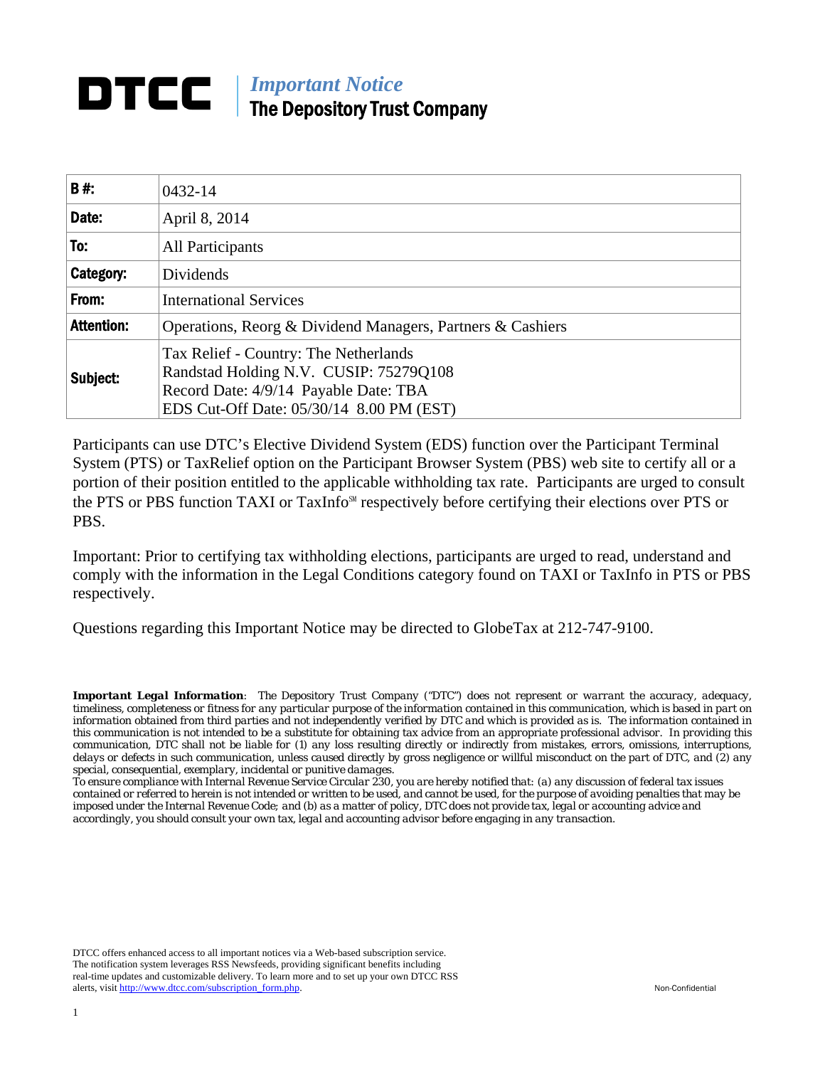# DTCC

***Important Notice***
**The Depository Trust Company**

| | |
|---|---|
| **B #:** | 0432-14 |
| **Date:** | April 8, 2014 |
| **To:** | All Participants |
| **Category:** | Dividends |
| **From:** | International Services |
| **Attention:** | Operations, Reorg & Dividend Managers, Partners & Cashiers |
| **Subject:** | Tax Relief - Country: The Netherlands<br>Randstad Holding N.V. CUSIP: 75279Q108<br>Record Date: 4/9/14 Payable Date: TBA<br>EDS Cut-Off Date: 05/30/14 8.00 PM (EST) |

Participants can use DTC's Elective Dividend System (EDS) function over the Participant Terminal System (PTS) or TaxRelief option on the Participant Browser System (PBS) web site to certify all or a portion of their position entitled to the applicable withholding tax rate. Participants are urged to consult the PTS or PBS function TAXI or TaxInfo℠ respectively before certifying their elections over PTS or PBS.

Important: Prior to certifying tax withholding elections, participants are urged to read, understand and comply with the information in the Legal Conditions category found on TAXI or TaxInfo in PTS or PBS respectively.

Questions regarding this Important Notice may be directed to GlobeTax at 212-747-9100.

***Important Legal Information**: The Depository Trust Company ("DTC") does not represent or warrant the accuracy, adequacy, timeliness, completeness or fitness for any particular purpose of the information contained in this communication, which is based in part on information obtained from third parties and not independently verified by DTC and which is provided as is. The information contained in this communication is not intended to be a substitute for obtaining tax advice from an appropriate professional advisor. In providing this communication, DTC shall not be liable for (1) any loss resulting directly or indirectly from mistakes, errors, omissions, interruptions, delays or defects in such communication, unless caused directly by gross negligence or willful misconduct on the part of DTC, and (2) any special, consequential, exemplary, incidental or punitive damages.*

*To ensure compliance with Internal Revenue Service Circular 230, you are hereby notified that: (a) any discussion of federal tax issues contained or referred to herein is not intended or written to be used, and cannot be used, for the purpose of avoiding penalties that may be imposed under the Internal Revenue Code; and (b) as a matter of policy, DTC does not provide tax, legal or accounting advice and accordingly, you should consult your own tax, legal and accounting advisor before engaging in any transaction.*

DTCC offers enhanced access to all important notices via a Web-based subscription service. The notification system leverages RSS Newsfeeds, providing significant benefits including real-time updates and customizable delivery. To learn more and to set up your own DTCC RSS alerts, visit http://www.dtcc.com/subscription_form.php.

Non-Confidential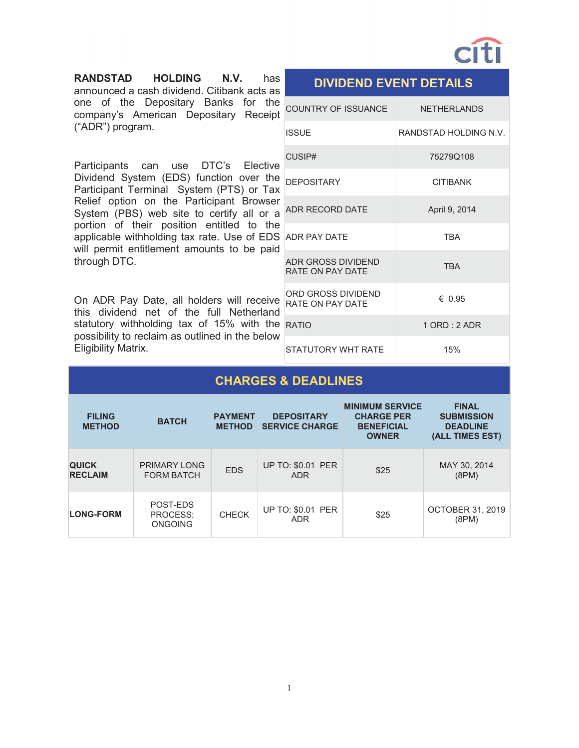**RANDSTAD HOLDING N.V.** has announced a cash dividend. Citibank acts as one of the Depositary Banks for the company's American Depositary Receipt ("ADR") program.

Participants can use DTC's Elective Dividend System (EDS) function over the Participant Terminal System (PTS) or Tax Relief option on the Participant Browser System (PBS) web site to certify all or a portion of their position entitled to the applicable withholding tax rate. Use of EDS will permit entitlement amounts to be paid through DTC.

On ADR Pay Date, all holders will receive this dividend net of the full Netherland statutory withholding tax of 15% with the possibility to reclaim as outlined in the below Eligibility Matrix.

## DIVIDEND EVENT DETAILS

| | |
|---|---|
| COUNTRY OF ISSUANCE | NETHERLANDS |
| ISSUE | RANDSTAD HOLDING N.V. |
| CUSIP# | 75279Q108 |
| DEPOSITARY | CITIBANK |
| ADR RECORD DATE | April 9, 2014 |
| ADR PAY DATE | TBA |
| ADR GROSS DIVIDEND RATE ON PAY DATE | TBA |
| ORD GROSS DIVIDEND RATE ON PAY DATE | € 0.95 |
| RATIO | 1 ORD : 2 ADR |
| STATUTORY WHT RATE | 15% |

## CHARGES & DEADLINES

| FILING METHOD | BATCH | PAYMENT METHOD | DEPOSITARY SERVICE CHARGE | MINIMUM SERVICE CHARGE PER BENEFICIAL OWNER | FINAL SUBMISSION DEADLINE (ALL TIMES EST) |
|---|---|---|---|---|---|
| **QUICK RECLAIM** | PRIMARY LONG FORM BATCH | EDS | UP TO: $0.01 PER ADR | $25 | MAY 30, 2014 (8PM) |
| **LONG-FORM** | POST-EDS PROCESS; ONGOING | CHECK | UP TO: $0.01 PER ADR | $25 | OCTOBER 31, 2019 (8PM) |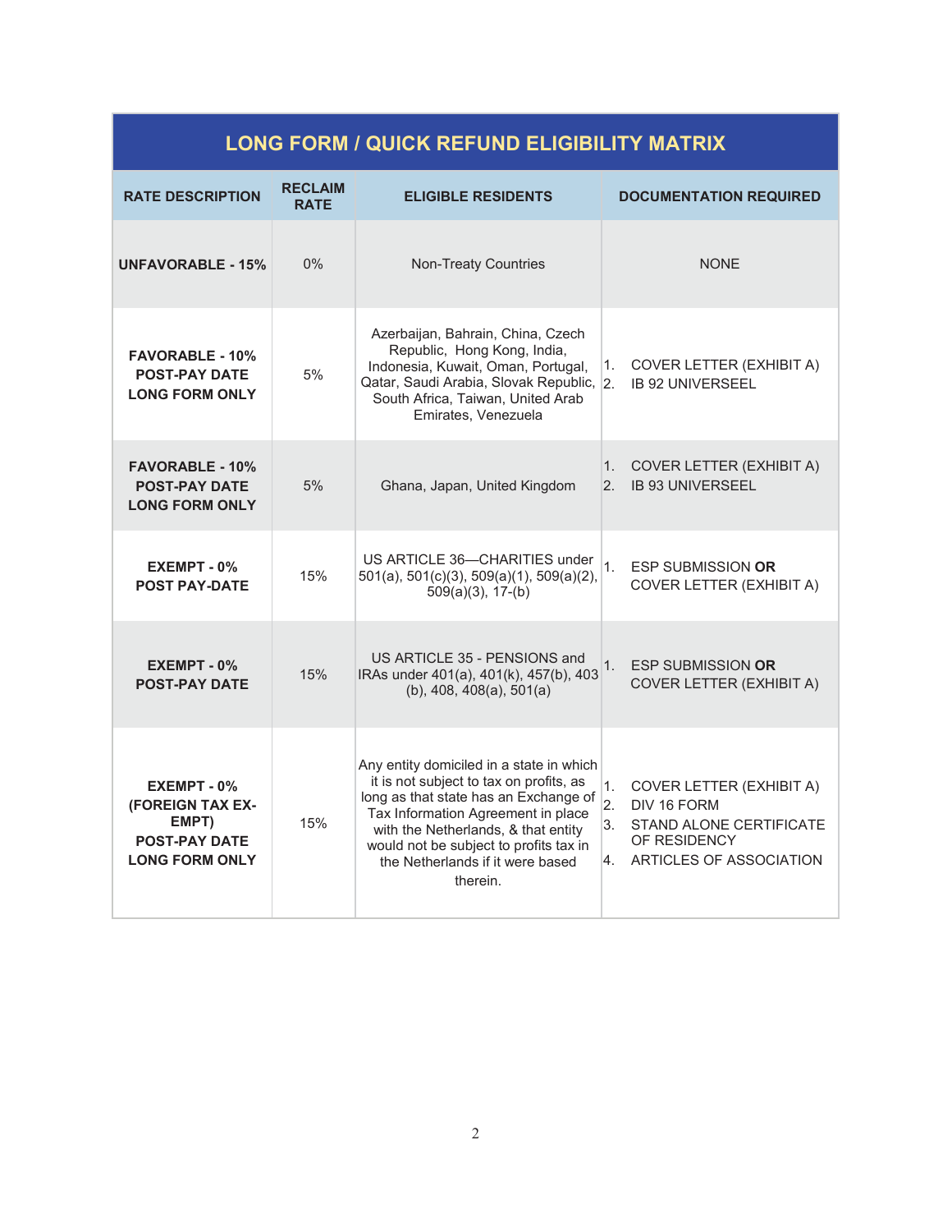## LONG FORM / QUICK REFUND ELIGIBILITY MATRIX

| RATE DESCRIPTION | RECLAIM RATE | ELIGIBLE RESIDENTS | DOCUMENTATION REQUIRED |
|---|---|---|---|
| **UNFAVORABLE - 15%** | 0% | Non-Treaty Countries | NONE |
| **FAVORABLE - 10% POST-PAY DATE LONG FORM ONLY** | 5% | Azerbaijan, Bahrain, China, Czech Republic, Hong Kong, India, Indonesia, Kuwait, Oman, Portugal, Qatar, Saudi Arabia, Slovak Republic, South Africa, Taiwan, United Arab Emirates, Venezuela | 1. COVER LETTER (EXHIBIT A) 2. IB 92 UNIVERSEEL |
| **FAVORABLE - 10% POST-PAY DATE LONG FORM ONLY** | 5% | Ghana, Japan, United Kingdom | 1. COVER LETTER (EXHIBIT A) 2. IB 93 UNIVERSEEL |
| **EXEMPT - 0% POST PAY-DATE** | 15% | US ARTICLE 36—CHARITIES under 501(a), 501(c)(3), 509(a)(1), 509(a)(2), 509(a)(3), 17-(b) | 1. ESP SUBMISSION **OR** COVER LETTER (EXHIBIT A) |
| **EXEMPT - 0% POST-PAY DATE** | 15% | US ARTICLE 35 - PENSIONS and IRAs under 401(a), 401(k), 457(b), 403 (b), 408, 408(a), 501(a) | 1. ESP SUBMISSION **OR** COVER LETTER (EXHIBIT A) |
| **EXEMPT - 0% (FOREIGN TAX EX-EMPT) POST-PAY DATE LONG FORM ONLY** | 15% | Any entity domiciled in a state in which it is not subject to tax on profits, as long as that state has an Exchange of Tax Information Agreement in place with the Netherlands, & that entity would not be subject to profits tax in the Netherlands if it were based therein. | 1. COVER LETTER (EXHIBIT A) 2. DIV 16 FORM 3. STAND ALONE CERTIFICATE OF RESIDENCY 4. ARTICLES OF ASSOCIATION |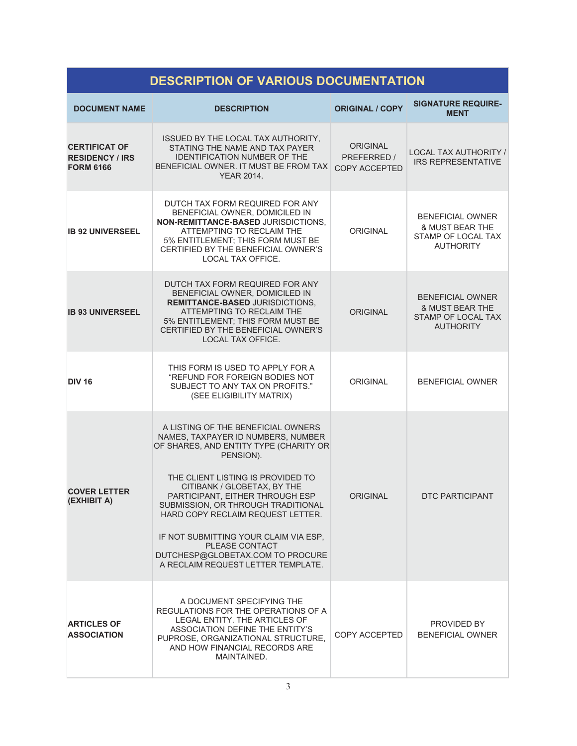## DESCRIPTION OF VARIOUS DOCUMENTATION

| DOCUMENT NAME | DESCRIPTION | ORIGINAL / COPY | SIGNATURE REQUIRE-MENT |
|---|---|---|---|
| **CERTIFICAT OF RESIDENCY / IRS FORM 6166** | ISSUED BY THE LOCAL TAX AUTHORITY, STATING THE NAME AND TAX PAYER IDENTIFICATION NUMBER OF THE BENEFICIAL OWNER. IT MUST BE FROM TAX YEAR 2014. | ORIGINAL PREFERRED / COPY ACCEPTED | LOCAL TAX AUTHORITY / IRS REPRESENTATIVE |
| **IB 92 UNIVERSEEL** | DUTCH TAX FORM REQUIRED FOR ANY BENEFICIAL OWNER, DOMICILED IN **NON-REMITTANCE-BASED** JURISDICTIONS, ATTEMPTING TO RECLAIM THE 5% ENTITLEMENT; THIS FORM MUST BE CERTIFIED BY THE BENEFICIAL OWNER'S LOCAL TAX OFFICE. | ORIGINAL | BENEFICIAL OWNER & MUST BEAR THE STAMP OF LOCAL TAX AUTHORITY |
| **IB 93 UNIVERSEEL** | DUTCH TAX FORM REQUIRED FOR ANY BENEFICIAL OWNER, DOMICILED IN **REMITTANCE-BASED** JURISDICTIONS, ATTEMPTING TO RECLAIM THE 5% ENTITLEMENT; THIS FORM MUST BE CERTIFIED BY THE BENEFICIAL OWNER'S LOCAL TAX OFFICE. | ORIGINAL | BENEFICIAL OWNER & MUST BEAR THE STAMP OF LOCAL TAX AUTHORITY |
| **DIV 16** | THIS FORM IS USED TO APPLY FOR A "REFUND FOR FOREIGN BODIES NOT SUBJECT TO ANY TAX ON PROFITS." (SEE ELIGIBILITY MATRIX) | ORIGINAL | BENEFICIAL OWNER |
| **COVER LETTER (EXHIBIT A)** | A LISTING OF THE BENEFICIAL OWNERS NAMES, TAXPAYER ID NUMBERS, NUMBER OF SHARES, AND ENTITY TYPE (CHARITY OR PENSION).<br><br>THE CLIENT LISTING IS PROVIDED TO CITIBANK / GLOBETAX, BY THE PARTICIPANT, EITHER THROUGH ESP SUBMISSION, OR THROUGH TRADITIONAL HARD COPY RECLAIM REQUEST LETTER.<br><br>IF NOT SUBMITTING YOUR CLAIM VIA ESP, PLEASE CONTACT DUTCHESP@GLOBETAX.COM TO PROCURE A RECLAIM REQUEST LETTER TEMPLATE. | ORIGINAL | DTC PARTICIPANT |
| **ARTICLES OF ASSOCIATION** | A DOCUMENT SPECIFYING THE REGULATIONS FOR THE OPERATIONS OF A LEGAL ENTITY. THE ARTICLES OF ASSOCIATION DEFINE THE ENTITY'S PUPROSE, ORGANIZATIONAL STRUCTURE, AND HOW FINANCIAL RECORDS ARE MAINTAINED. | COPY ACCEPTED | PROVIDED BY BENEFICIAL OWNER |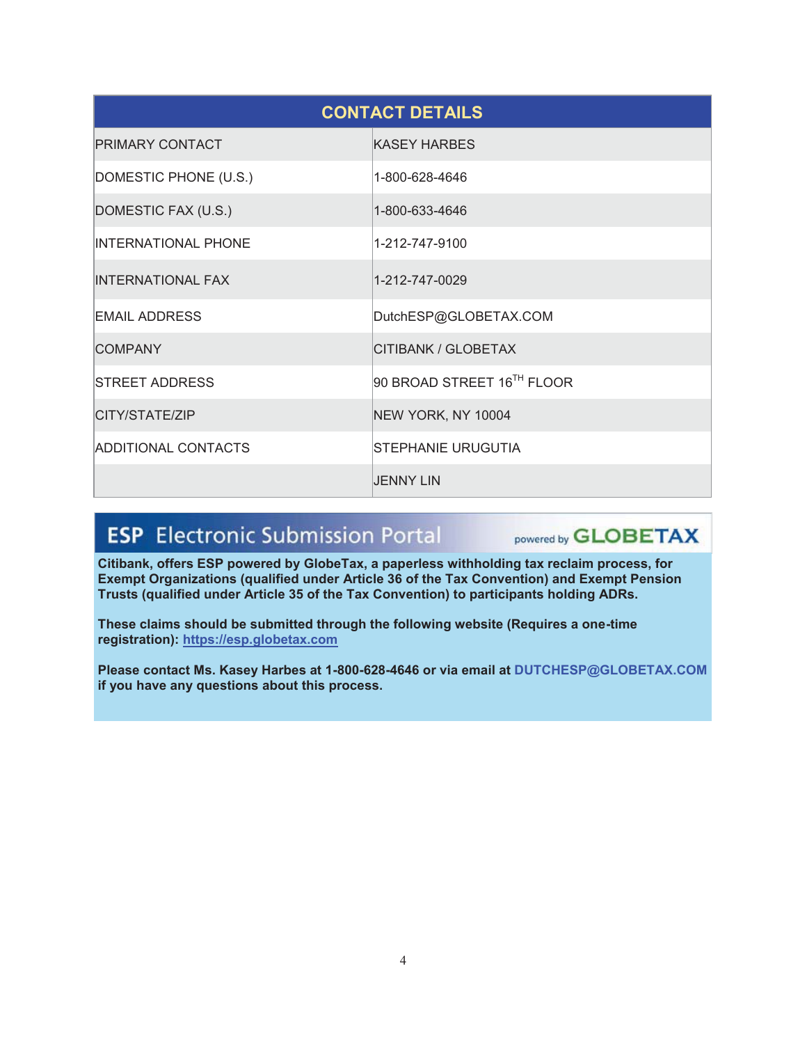| CONTACT DETAILS | |
|---|---|
| PRIMARY CONTACT | KASEY HARBES |
| DOMESTIC PHONE (U.S.) | 1-800-628-4646 |
| DOMESTIC FAX (U.S.) | 1-800-633-4646 |
| INTERNATIONAL PHONE | 1-212-747-9100 |
| INTERNATIONAL FAX | 1-212-747-0029 |
| EMAIL ADDRESS | DutchESP@GLOBETAX.COM |
| COMPANY | CITIBANK / GLOBETAX |
| STREET ADDRESS | 90 BROAD STREET 16TH FLOOR |
| CITY/STATE/ZIP | NEW YORK, NY 10004 |
| ADDITIONAL CONTACTS | STEPHANIE URUGUTIA |
| | JENNY LIN |

## ESP Electronic Submission Portal

powered by GLOBETAX

**Citibank, offers ESP powered by GlobeTax, a paperless withholding tax reclaim process, for Exempt Organizations (qualified under Article 36 of the Tax Convention) and Exempt Pension Trusts (qualified under Article 35 of the Tax Convention) to participants holding ADRs.**

**These claims should be submitted through the following website (Requires a one-time registration): https://esp.globetax.com**

**Please contact Ms. Kasey Harbes at 1-800-628-4646 or via email at DUTCHESP@GLOBETAX.COM if you have any questions about this process.**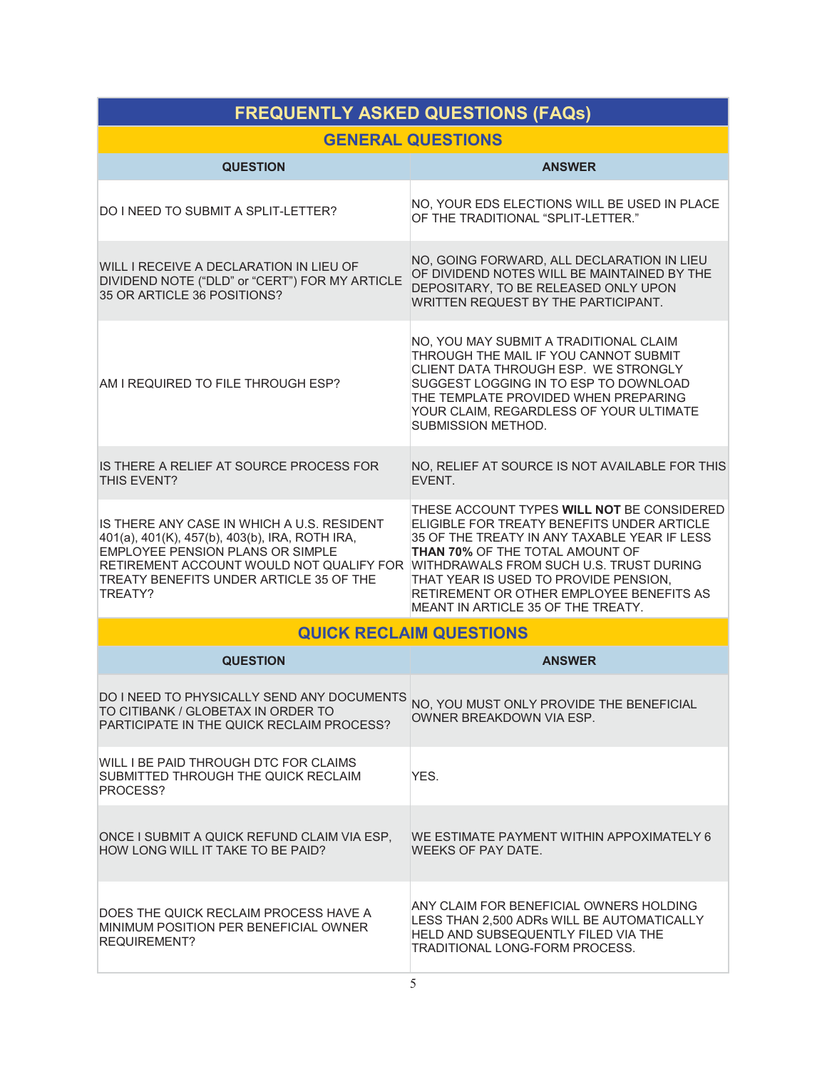# FREQUENTLY ASKED QUESTIONS (FAQs)

## GENERAL QUESTIONS

| QUESTION | ANSWER |
|---|---|
| DO I NEED TO SUBMIT A SPLIT-LETTER? | NO, YOUR EDS ELECTIONS WILL BE USED IN PLACE OF THE TRADITIONAL "SPLIT-LETTER." |
| WILL I RECEIVE A DECLARATION IN LIEU OF DIVIDEND NOTE ("DLD" or "CERT") FOR MY ARTICLE 35 OR ARTICLE 36 POSITIONS? | NO, GOING FORWARD, ALL DECLARATION IN LIEU OF DIVIDEND NOTES WILL BE MAINTAINED BY THE DEPOSITARY, TO BE RELEASED ONLY UPON WRITTEN REQUEST BY THE PARTICIPANT. |
| AM I REQUIRED TO FILE THROUGH ESP? | NO, YOU MAY SUBMIT A TRADITIONAL CLAIM THROUGH THE MAIL IF YOU CANNOT SUBMIT CLIENT DATA THROUGH ESP. WE STRONGLY SUGGEST LOGGING IN TO ESP TO DOWNLOAD THE TEMPLATE PROVIDED WHEN PREPARING YOUR CLAIM, REGARDLESS OF YOUR ULTIMATE SUBMISSION METHOD. |
| IS THERE A RELIEF AT SOURCE PROCESS FOR THIS EVENT? | NO, RELIEF AT SOURCE IS NOT AVAILABLE FOR THIS EVENT. |
| IS THERE ANY CASE IN WHICH A U.S. RESIDENT 401(a), 401(K), 457(b), 403(b), IRA, ROTH IRA, EMPLOYEE PENSION PLANS OR SIMPLE RETIREMENT ACCOUNT WOULD NOT QUALIFY FOR TREATY BENEFITS UNDER ARTICLE 35 OF THE TREATY? | THESE ACCOUNT TYPES **WILL NOT** BE CONSIDERED ELIGIBLE FOR TREATY BENEFITS UNDER ARTICLE 35 OF THE TREATY IN ANY TAXABLE YEAR IF LESS **THAN 70%** OF THE TOTAL AMOUNT OF WITHDRAWALS FROM SUCH U.S. TRUST DURING THAT YEAR IS USED TO PROVIDE PENSION, RETIREMENT OR OTHER EMPLOYEE BENEFITS AS MEANT IN ARTICLE 35 OF THE TREATY. |

## QUICK RECLAIM QUESTIONS

| QUESTION | ANSWER |
|---|---|
| DO I NEED TO PHYSICALLY SEND ANY DOCUMENTS TO CITIBANK / GLOBETAX IN ORDER TO PARTICIPATE IN THE QUICK RECLAIM PROCESS? | NO, YOU MUST ONLY PROVIDE THE BENEFICIAL OWNER BREAKDOWN VIA ESP. |
| WILL I BE PAID THROUGH DTC FOR CLAIMS SUBMITTED THROUGH THE QUICK RECLAIM PROCESS? | YES. |
| ONCE I SUBMIT A QUICK REFUND CLAIM VIA ESP, HOW LONG WILL IT TAKE TO BE PAID? | WE ESTIMATE PAYMENT WITHIN APPOXIMATELY 6 WEEKS OF PAY DATE. |
| DOES THE QUICK RECLAIM PROCESS HAVE A MINIMUM POSITION PER BENEFICIAL OWNER REQUIREMENT? | ANY CLAIM FOR BENEFICIAL OWNERS HOLDING LESS THAN 2,500 ADRs WILL BE AUTOMATICALLY HELD AND SUBSEQUENTLY FILED VIA THE TRADITIONAL LONG-FORM PROCESS. |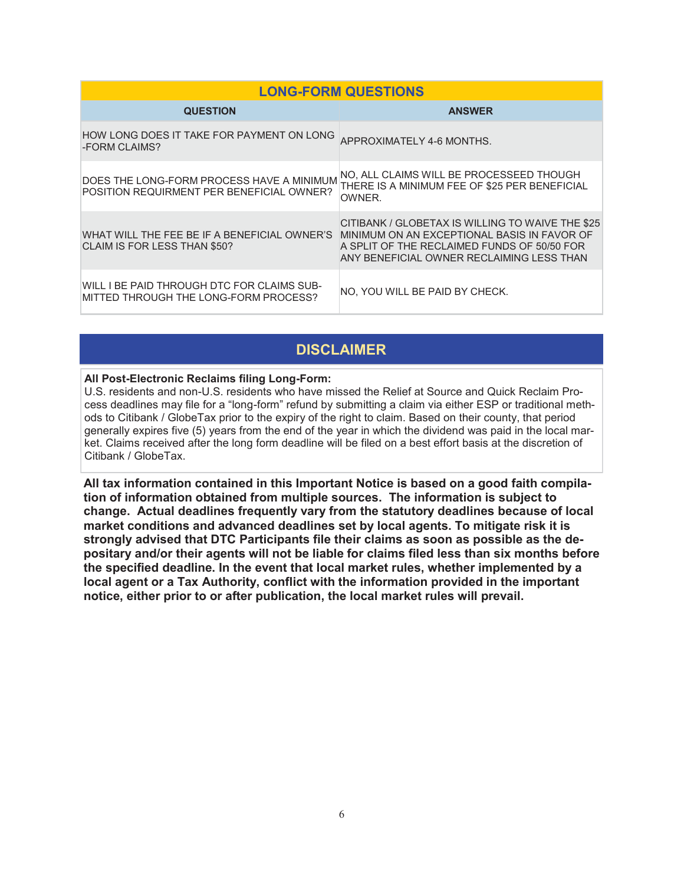## LONG-FORM QUESTIONS

| QUESTION | ANSWER |
|---|---|
| HOW LONG DOES IT TAKE FOR PAYMENT ON LONG -FORM CLAIMS? | APPROXIMATELY 4-6 MONTHS. |
| DOES THE LONG-FORM PROCESS HAVE A MINIMUM POSITION REQUIRMENT PER BENEFICIAL OWNER? | NO, ALL CLAIMS WILL BE PROCESSEED THOUGH THERE IS A MINIMUM FEE OF $25 PER BENEFICIAL OWNER. |
| WHAT WILL THE FEE BE IF A BENEFICIAL OWNER'S CLAIM IS FOR LESS THAN $50? | CITIBANK / GLOBETAX IS WILLING TO WAIVE THE $25 MINIMUM ON AN EXCEPTIONAL BASIS IN FAVOR OF A SPLIT OF THE RECLAIMED FUNDS OF 50/50 FOR ANY BENEFICIAL OWNER RECLAIMING LESS THAN |
| WILL I BE PAID THROUGH DTC FOR CLAIMS SUBMITTED THROUGH THE LONG-FORM PROCESS? | NO, YOU WILL BE PAID BY CHECK. |

## DISCLAIMER

**All Post-Electronic Reclaims filing Long-Form:**
U.S. residents and non-U.S. residents who have missed the Relief at Source and Quick Reclaim Process deadlines may file for a "long-form" refund by submitting a claim via either ESP or traditional methods to Citibank / GlobeTax prior to the expiry of the right to claim. Based on their county, that period generally expires five (5) years from the end of the year in which the dividend was paid in the local market. Claims received after the long form deadline will be filed on a best effort basis at the discretion of Citibank / GlobeTax.

**All tax information contained in this Important Notice is based on a good faith compilation of information obtained from multiple sources. The information is subject to change. Actual deadlines frequently vary from the statutory deadlines because of local market conditions and advanced deadlines set by local agents. To mitigate risk it is strongly advised that DTC Participants file their claims as soon as possible as the depositary and/or their agents will not be liable for claims filed less than six months before the specified deadline. In the event that local market rules, whether implemented by a local agent or a Tax Authority, conflict with the information provided in the important notice, either prior to or after publication, the local market rules will prevail.**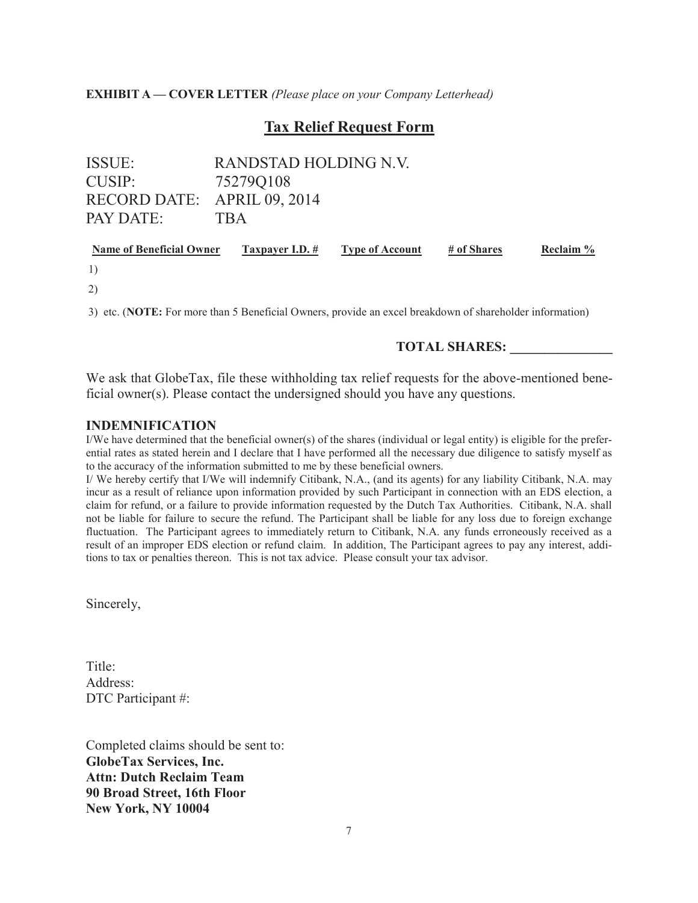**EXHIBIT A — COVER LETTER** *(Please place on your Company Letterhead)*

## Tax Relief Request Form

ISSUE: RANDSTAD HOLDING N.V.
CUSIP: 75279Q108
RECORD DATE: APRIL 09, 2014
PAY DATE: TBA

| Name of Beneficial Owner | Taxpayer I.D. # | Type of Account | # of Shares | Reclaim % |
|---|---|---|---|---|
| 1) | | | | |
| 2) | | | | |

3) etc. (**NOTE:** For more than 5 Beneficial Owners, provide an excel breakdown of shareholder information)

**TOTAL SHARES: _______________**

We ask that GlobeTax, file these withholding tax relief requests for the above-mentioned beneficial owner(s). Please contact the undersigned should you have any questions.

### INDEMNIFICATION

I/We have determined that the beneficial owner(s) of the shares (individual or legal entity) is eligible for the preferential rates as stated herein and I declare that I have performed all the necessary due diligence to satisfy myself as to the accuracy of the information submitted to me by these beneficial owners.

I/ We hereby certify that I/We will indemnify Citibank, N.A., (and its agents) for any liability Citibank, N.A. may incur as a result of reliance upon information provided by such Participant in connection with an EDS election, a claim for refund, or a failure to provide information requested by the Dutch Tax Authorities. Citibank, N.A. shall not be liable for failure to secure the refund. The Participant shall be liable for any loss due to foreign exchange fluctuation. The Participant agrees to immediately return to Citibank, N.A. any funds erroneously received as a result of an improper EDS election or refund claim. In addition, The Participant agrees to pay any interest, additions to tax or penalties thereon. This is not tax advice. Please consult your tax advisor.

Sincerely,

Title:
Address:
DTC Participant #:

Completed claims should be sent to:
**GlobeTax Services, Inc.**
**Attn: Dutch Reclaim Team**
**90 Broad Street, 16th Floor**
**New York, NY 10004**